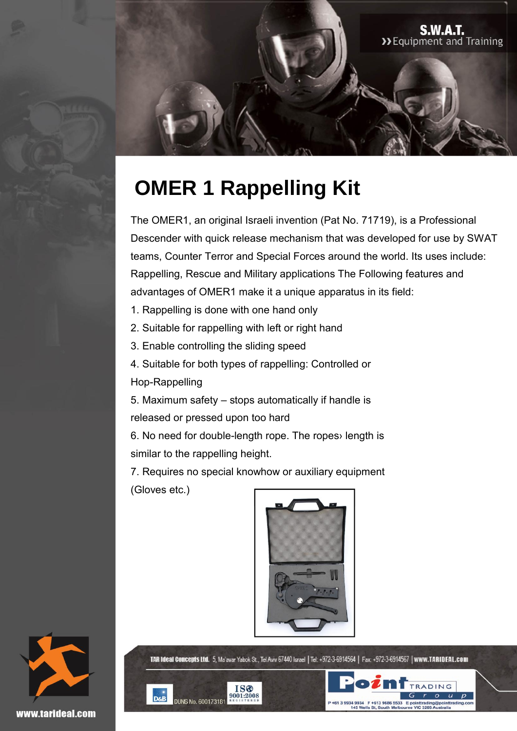S.W.A.T.
›› Equipment and Training

# OMER 1 Rappelling Kit

The OMER1, an original Israeli invention (Pat No. 71719), is a Professional Descender with quick release mechanism that was developed for use by SWAT teams, Counter Terror and Special Forces around the world. Its uses include: Rappelling, Rescue and Military applications The Following features and advantages of OMER1 make it a unique apparatus in its field:

1. Rappelling is done with one hand only
2. Suitable for rappelling with left or right hand
3. Enable controlling the sliding speed
4. Suitable for both types of rappelling: Controlled or Hop-Rappelling
5. Maximum safety – stops automatically if handle is released or pressed upon too hard
6. No need for double-length rope. The ropes› length is similar to the rappelling height.
7. Requires no special knowhow or auxiliary equipment (Gloves etc.)

TAR Ideal Concepts Ltd. 5, Ma'avar Yabok St., Tel Aviv 67440 Israel | Tel: +972-3-6914564 | Fax: +972-3-6914567 | www.TARIDEAL.com

D&B DUNS No. 600173181 ISO 9001:2008 REGISTERED

Point Trading Group
P +61 3 9934 9934 F +613 9686 5533 E pointtrading@pointtrading.com
145 Wells St, South Melbourne VIC 3205 Australia

www.tarideal.com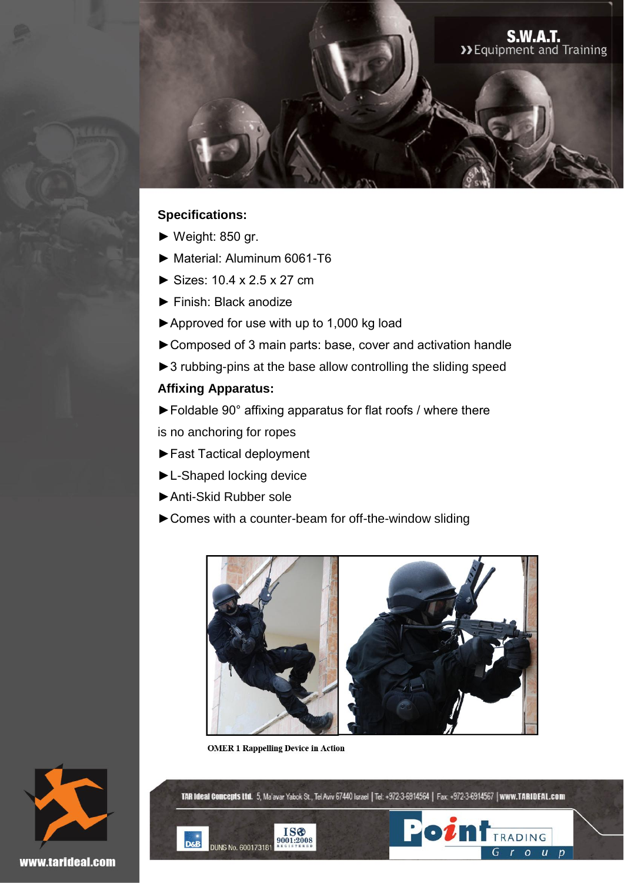S.W.A.T.
❯❯Equipment and Training

**Specifications:**

- Weight: 850 gr.
- Material: Aluminum 6061-T6
- Sizes: 10.4 x 2.5 x 27 cm
- Finish: Black anodize
- Approved for use with up to 1,000 kg load
- Composed of 3 main parts: base, cover and activation handle
- 3 rubbing-pins at the base allow controlling the sliding speed

**Affixing Apparatus:**

- Foldable 90° affixing apparatus for flat roofs / where there is no anchoring for ropes
- Fast Tactical deployment
- L-Shaped locking device
- Anti-Skid Rubber sole
- Comes with a counter-beam for off-the-window sliding

**OMER 1 Rappelling Device in Action**

TAR Ideal Concepts Ltd. 5, Ma'avar Yabok St., Tel Aviv 67440 Israel | Tel: +972-3-6914564 | Fax: +972-3-6914567 | www.TARIDEAL.com

DUNS No. 600173181

ISO 9001:2008 REGISTERED

Point TRADING Group

www.tarideal.com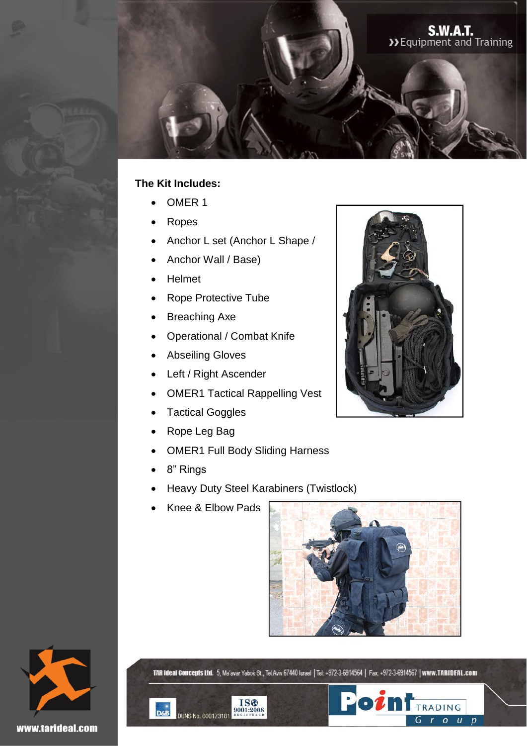**The Kit Includes:**

- OMER 1
- Ropes
- Anchor L set (Anchor L Shape /
- Anchor Wall / Base)
- Helmet
- Rope Protective Tube
- Breaching Axe
- Operational / Combat Knife
- Abseiling Gloves
- Left / Right Ascender
- OMER1 Tactical Rappelling Vest
- Tactical Goggles
- Rope Leg Bag
- OMER1 Full Body Sliding Harness
- 8" Rings
- Heavy Duty Steel Karabiners (Twistlock)
- Knee & Elbow Pads